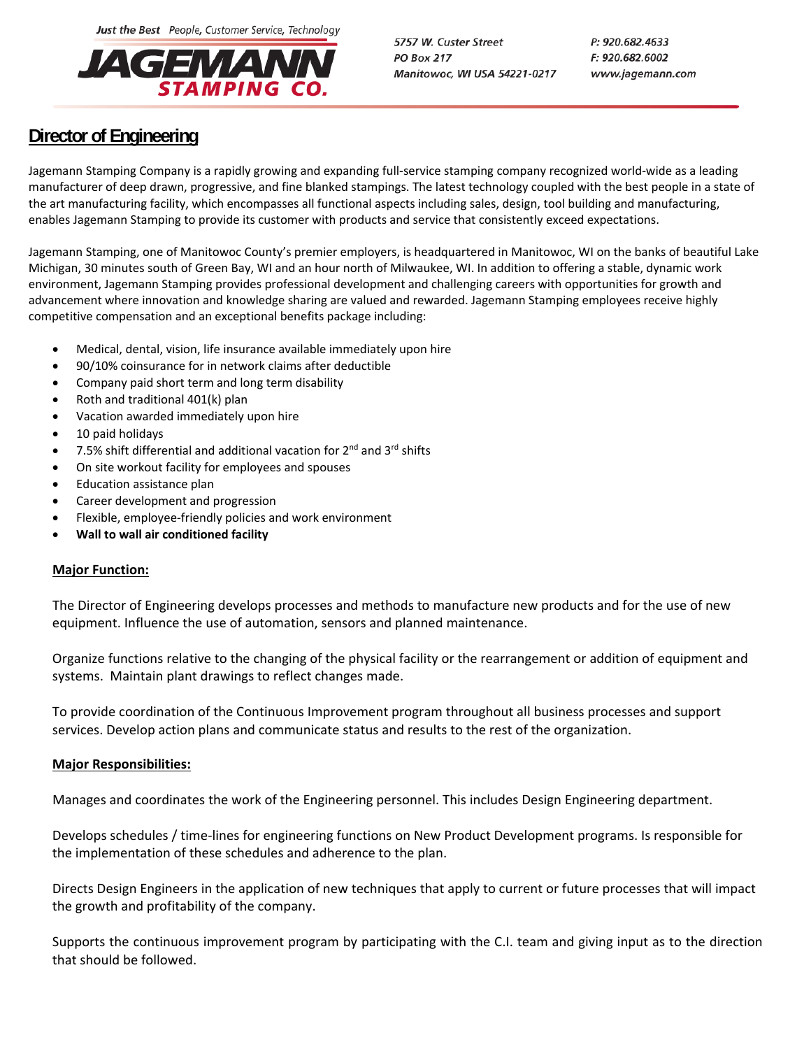Just the Best People, Customer Service, Technology

**JAGEMANN STAMPING CO.**

5757 W. Custer Street
PO Box 217
Manitowoc, WI USA 54221-0217

P: 920.682.4633
F: 920.682.6002
www.jagemann.com

# Director of Engineering

Jagemann Stamping Company is a rapidly growing and expanding full-service stamping company recognized world-wide as a leading manufacturer of deep drawn, progressive, and fine blanked stampings. The latest technology coupled with the best people in a state of the art manufacturing facility, which encompasses all functional aspects including sales, design, tool building and manufacturing, enables Jagemann Stamping to provide its customer with products and service that consistently exceed expectations.

Jagemann Stamping, one of Manitowoc County's premier employers, is headquartered in Manitowoc, WI on the banks of beautiful Lake Michigan, 30 minutes south of Green Bay, WI and an hour north of Milwaukee, WI. In addition to offering a stable, dynamic work environment, Jagemann Stamping provides professional development and challenging careers with opportunities for growth and advancement where innovation and knowledge sharing are valued and rewarded. Jagemann Stamping employees receive highly competitive compensation and an exceptional benefits package including:

- Medical, dental, vision, life insurance available immediately upon hire
- 90/10% coinsurance for in network claims after deductible
- Company paid short term and long term disability
- Roth and traditional 401(k) plan
- Vacation awarded immediately upon hire
- 10 paid holidays
- 7.5% shift differential and additional vacation for 2nd and 3rd shifts
- On site workout facility for employees and spouses
- Education assistance plan
- Career development and progression
- Flexible, employee-friendly policies and work environment
- **Wall to wall air conditioned facility**

## Major Function:

The Director of Engineering develops processes and methods to manufacture new products and for the use of new equipment. Influence the use of automation, sensors and planned maintenance.

Organize functions relative to the changing of the physical facility or the rearrangement or addition of equipment and systems. Maintain plant drawings to reflect changes made.

To provide coordination of the Continuous Improvement program throughout all business processes and support services. Develop action plans and communicate status and results to the rest of the organization.

## Major Responsibilities:

Manages and coordinates the work of the Engineering personnel. This includes Design Engineering department.

Develops schedules / time-lines for engineering functions on New Product Development programs. Is responsible for the implementation of these schedules and adherence to the plan.

Directs Design Engineers in the application of new techniques that apply to current or future processes that will impact the growth and profitability of the company.

Supports the continuous improvement program by participating with the C.I. team and giving input as to the direction that should be followed.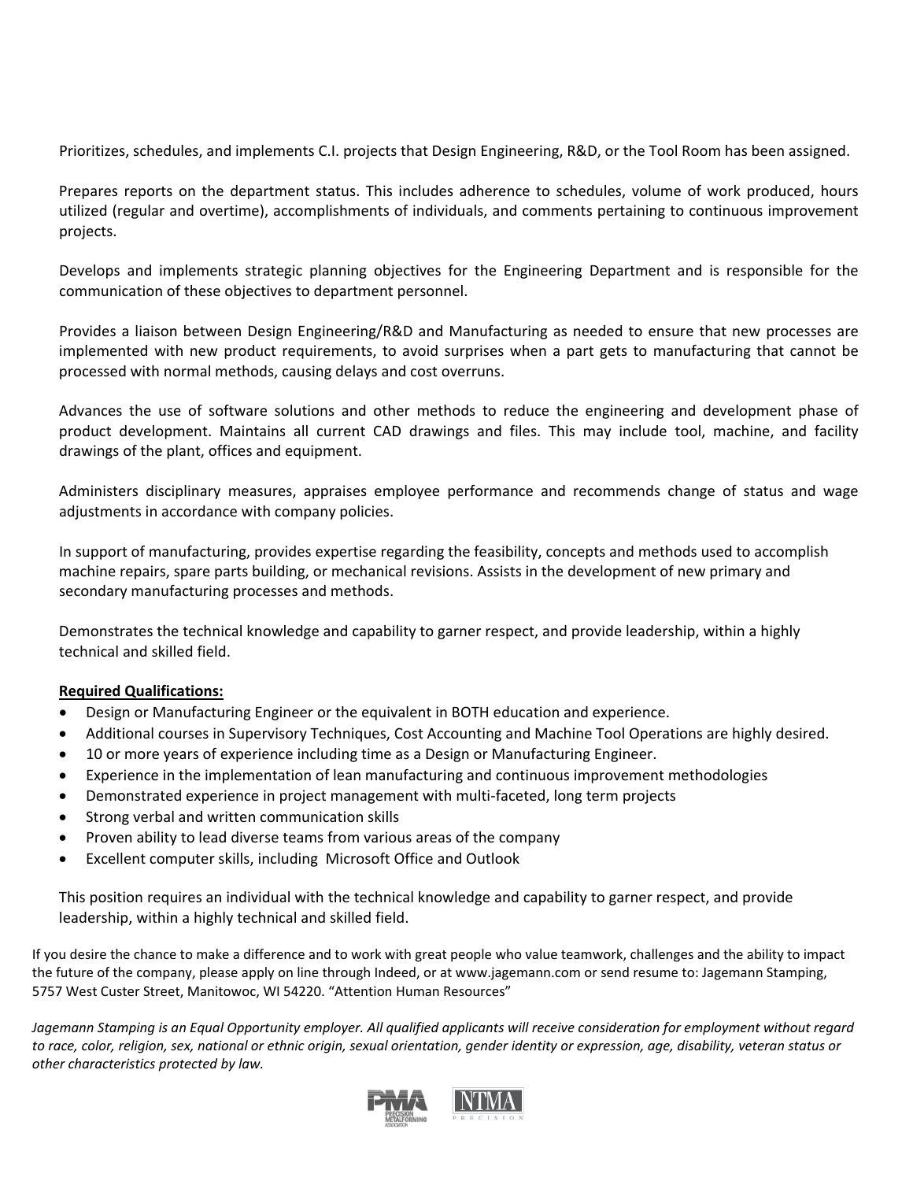Prioritizes, schedules, and implements C.I. projects that Design Engineering, R&D, or the Tool Room has been assigned.

Prepares reports on the department status. This includes adherence to schedules, volume of work produced, hours utilized (regular and overtime), accomplishments of individuals, and comments pertaining to continuous improvement projects.

Develops and implements strategic planning objectives for the Engineering Department and is responsible for the communication of these objectives to department personnel.

Provides a liaison between Design Engineering/R&D and Manufacturing as needed to ensure that new processes are implemented with new product requirements, to avoid surprises when a part gets to manufacturing that cannot be processed with normal methods, causing delays and cost overruns.

Advances the use of software solutions and other methods to reduce the engineering and development phase of product development. Maintains all current CAD drawings and files. This may include tool, machine, and facility drawings of the plant, offices and equipment.

Administers disciplinary measures, appraises employee performance and recommends change of status and wage adjustments in accordance with company policies.

In support of manufacturing, provides expertise regarding the feasibility, concepts and methods used to accomplish machine repairs, spare parts building, or mechanical revisions. Assists in the development of new primary and secondary manufacturing processes and methods.

Demonstrates the technical knowledge and capability to garner respect, and provide leadership, within a highly technical and skilled field.

**Required Qualifications:**

- Design or Manufacturing Engineer or the equivalent in BOTH education and experience.
- Additional courses in Supervisory Techniques, Cost Accounting and Machine Tool Operations are highly desired.
- 10 or more years of experience including time as a Design or Manufacturing Engineer.
- Experience in the implementation of lean manufacturing and continuous improvement methodologies
- Demonstrated experience in project management with multi-faceted, long term projects
- Strong verbal and written communication skills
- Proven ability to lead diverse teams from various areas of the company
- Excellent computer skills, including Microsoft Office and Outlook

This position requires an individual with the technical knowledge and capability to garner respect, and provide leadership, within a highly technical and skilled field.

If you desire the chance to make a difference and to work with great people who value teamwork, challenges and the ability to impact the future of the company, please apply on line through Indeed, or at www.jagemann.com or send resume to: Jagemann Stamping, 5757 West Custer Street, Manitowoc, WI 54220. "Attention Human Resources"

*Jagemann Stamping is an Equal Opportunity employer. All qualified applicants will receive consideration for employment without regard to race, color, religion, sex, national or ethnic origin, sexual orientation, gender identity or expression, age, disability, veteran status or other characteristics protected by law.*